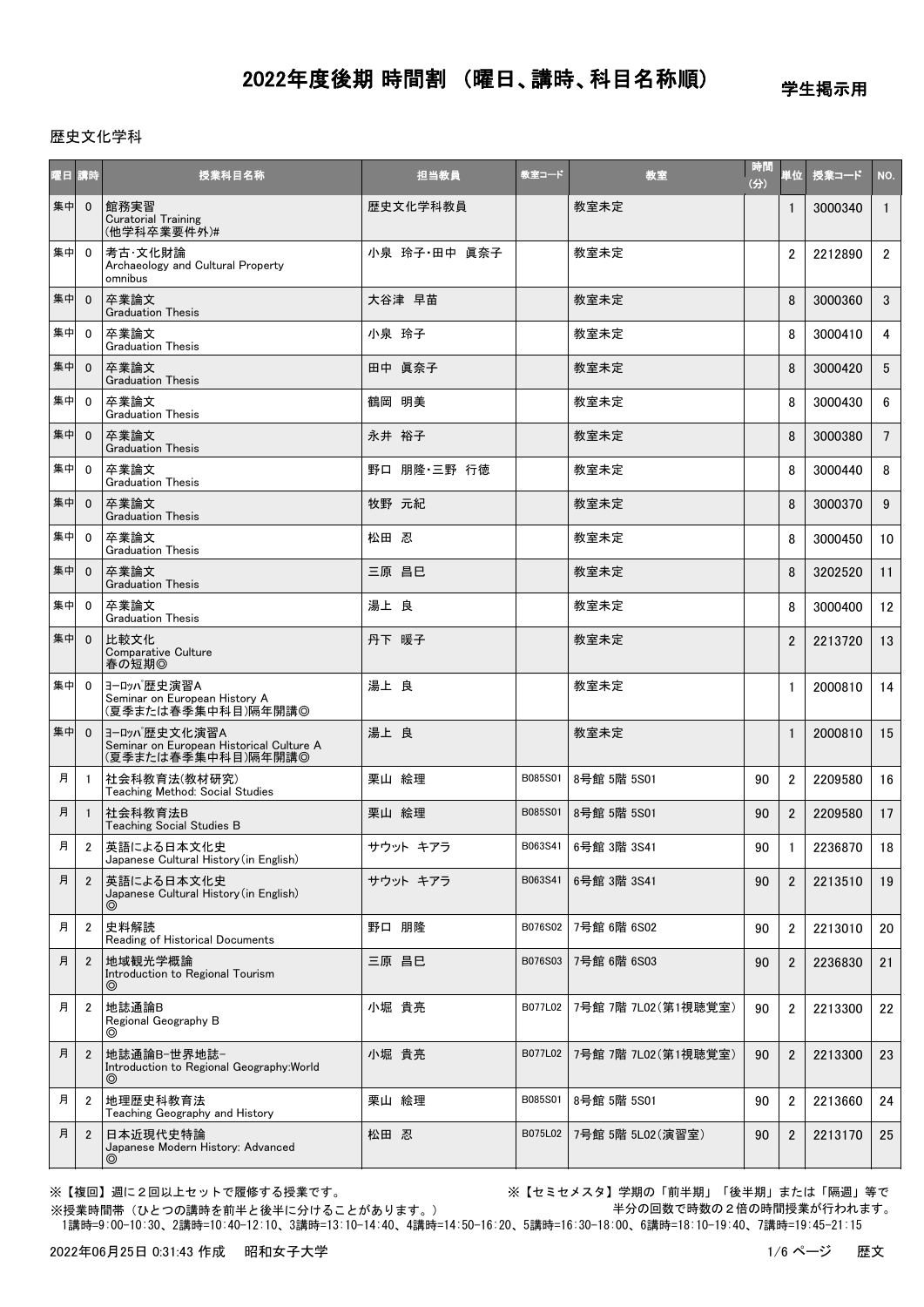# 2022年度後期 時間割 （曜日、講時、科目名称順）

学生掲示用

歴史文化学科

| 曜日 | 講時 | 授業科目名称 | 担当教員 | 教室コード | 教室 | 時間(分) | 単位 | 授業コード | NO. |
|---|---|---|---|---|---|---|---|---|---|
| 集中 | 0 | 館務実習<br>Curatorial Training<br>(他学科卒業要件外)# | 歴史文化学科教員 | | 教室未定 | | 1 | 3000340 | 1 |
| 集中 | 0 | 考古･文化財論<br>Archaeology and Cultural Property<br>omnibus | 小泉　玲子･田中　眞奈子 | | 教室未定 | | 2 | 2212890 | 2 |
| 集中 | 0 | 卒業論文<br>Graduation Thesis | 大谷津　早苗 | | 教室未定 | | 8 | 3000360 | 3 |
| 集中 | 0 | 卒業論文<br>Graduation Thesis | 小泉　玲子 | | 教室未定 | | 8 | 3000410 | 4 |
| 集中 | 0 | 卒業論文<br>Graduation Thesis | 田中　眞奈子 | | 教室未定 | | 8 | 3000420 | 5 |
| 集中 | 0 | 卒業論文<br>Graduation Thesis | 鶴岡　明美 | | 教室未定 | | 8 | 3000430 | 6 |
| 集中 | 0 | 卒業論文<br>Graduation Thesis | 永井　裕子 | | 教室未定 | | 8 | 3000380 | 7 |
| 集中 | 0 | 卒業論文<br>Graduation Thesis | 野口　朋隆･三野　行徳 | | 教室未定 | | 8 | 3000440 | 8 |
| 集中 | 0 | 卒業論文<br>Graduation Thesis | 牧野　元紀 | | 教室未定 | | 8 | 3000370 | 9 |
| 集中 | 0 | 卒業論文<br>Graduation Thesis | 松田　忍 | | 教室未定 | | 8 | 3000450 | 10 |
| 集中 | 0 | 卒業論文<br>Graduation Thesis | 三原　昌巳 | | 教室未定 | | 8 | 3202520 | 11 |
| 集中 | 0 | 卒業論文<br>Graduation Thesis | 湯上　良 | | 教室未定 | | 8 | 3000400 | 12 |
| 集中 | 0 | 比較文化<br>Comparative Culture<br>春の短期◎ | 丹下　暖子 | | 教室未定 | | 2 | 2213720 | 13 |
| 集中 | 0 | ﾖｰﾛｯﾊﾟ歴史演習A<br>Seminar on European History A<br>(夏季または春季集中科目)隔年開講◎ | 湯上　良 | | 教室未定 | | 1 | 2000810 | 14 |
| 集中 | 0 | ﾖｰﾛｯﾊﾟ歴史文化演習A<br>Seminar on European Historical Culture A<br>(夏季または春季集中科目)隔年開講◎ | 湯上　良 | | 教室未定 | | 1 | 2000810 | 15 |
| 月 | 1 | 社会科教育法(教材研究)<br>Teaching Method: Social Studies | 栗山　絵理 | B085S01 | 8号館 5階 5S01 | 90 | 2 | 2209580 | 16 |
| 月 | 1 | 社会科教育法B<br>Teaching Social Studies B | 栗山　絵理 | B085S01 | 8号館 5階 5S01 | 90 | 2 | 2209580 | 17 |
| 月 | 2 | 英語による日本文化史<br>Japanese Cultural History(in English) | サウット　キアラ | B063S41 | 6号館 3階 3S41 | 90 | 1 | 2236870 | 18 |
| 月 | 2 | 英語による日本文化史<br>Japanese Cultural History(in English)<br>◎ | サウット　キアラ | B063S41 | 6号館 3階 3S41 | 90 | 2 | 2213510 | 19 |
| 月 | 2 | 史料解読<br>Reading of Historical Documents | 野口　朋隆 | B076S02 | 7号館 6階 6S02 | 90 | 2 | 2213010 | 20 |
| 月 | 2 | 地域観光学概論<br>Introduction to Regional Tourism<br>◎ | 三原　昌巳 | B076S03 | 7号館 6階 6S03 | 90 | 2 | 2236830 | 21 |
| 月 | 2 | 地誌通論B<br>Regional Geography B<br>◎ | 小堀　貴亮 | B077L02 | 7号館 7階 7L02(第1視聴覚室) | 90 | 2 | 2213300 | 22 |
| 月 | 2 | 地誌通論B-世界地誌-<br>Introduction to Regional Geography:World<br>◎ | 小堀　貴亮 | B077L02 | 7号館 7階 7L02(第1視聴覚室) | 90 | 2 | 2213300 | 23 |
| 月 | 2 | 地理歴史科教育法<br>Teaching Geography and History | 栗山　絵理 | B085S01 | 8号館 5階 5S01 | 90 | 2 | 2213660 | 24 |
| 月 | 2 | 日本近現代史特論<br>Japanese Modern History: Advanced<br>◎ | 松田　忍 | B075L02 | 7号館 5階 5L02(演習室) | 90 | 2 | 2213170 | 25 |

※【複回】週に２回以上セットで履修する授業です。

※【セミセメスタ】学期の「前半期」「後半期」または「隔週」等で半分の回数で時数の２倍の時間授業が行われます。

※授業時間帯（ひとつの講時を前半と後半に分けることがあります。）

1講時=9:00-10:30、2講時=10:40-12:10、3講時=13:10-14:40、4講時=14:50-16:20、5講時=16:30-18:00、6講時=18:10-19:40、7講時=19:45-21:15

2022年06月25日 0:31:43 作成　昭和女子大学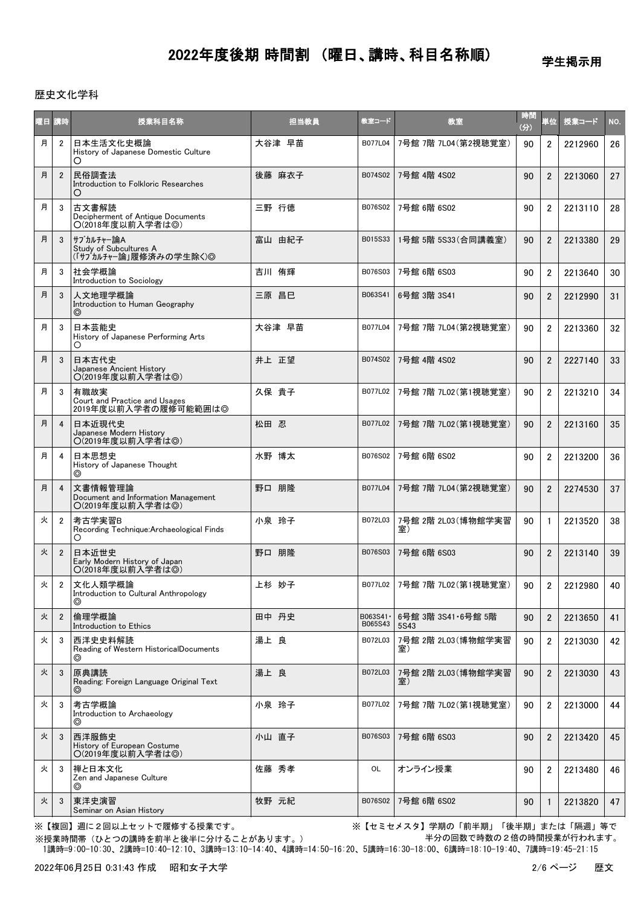# 2022年度後期 時間割 （曜日、講時、科目名称順）

学生掲示用

歴史文化学科

| 曜日 | 講時 | 授業科目名称 | 担当教員 | 教室コード | 教室 | 時間(分) | 単位 | 授業コード | NO. |
|---|---|---|---|---|---|---|---|---|---|
| 月 | 2 | 日本生活文化史概論<br>History of Japanese Domestic Culture<br>○ | 大谷津 早苗 | B077L04 | 7号館 7階 7L04(第2視聴覚室) | 90 | 2 | 2212960 | 26 |
| 月 | 2 | 民俗調査法<br>Introduction to Folkloric Researches<br>○ | 後藤 麻衣子 | B074S02 | 7号館 4階 4S02 | 90 | 2 | 2213060 | 27 |
| 月 | 3 | 古文書解読<br>Decipherment of Antique Documents<br>○(2018年度以前入学者は◎) | 三野 行徳 | B076S02 | 7号館 6階 6S02 | 90 | 2 | 2213110 | 28 |
| 月 | 3 | ｻﾌﾞｶﾙﾁｬｰ論A<br>Study of Subcultures A<br>(「ｻﾌﾞｶﾙﾁｬｰ論」履修済みの学生除く)◎ | 富山 由紀子 | B015S33 | 1号館 5階 5S33(合同講義室) | 90 | 2 | 2213380 | 29 |
| 月 | 3 | 社会学概論<br>Introduction to Sociology | 吉川 侑輝 | B076S03 | 7号館 6階 6S03 | 90 | 2 | 2213640 | 30 |
| 月 | 3 | 人文地理学概論<br>Introduction to Human Geography<br>◎ | 三原 昌巳 | B063S41 | 6号館 3階 3S41 | 90 | 2 | 2212990 | 31 |
| 月 | 3 | 日本芸能史<br>History of Japanese Performing Arts<br>○ | 大谷津 早苗 | B077L04 | 7号館 7階 7L04(第2視聴覚室) | 90 | 2 | 2213360 | 32 |
| 月 | 3 | 日本古代史<br>Japanese Ancient History<br>○(2019年度以前入学者は◎) | 井上 正望 | B074S02 | 7号館 4階 4S02 | 90 | 2 | 2227140 | 33 |
| 月 | 3 | 有職故実<br>Court and Practice and Usages<br>2019年度以前入学者の履修可能範囲は◎ | 久保 貴子 | B077L02 | 7号館 7階 7L02(第1視聴覚室) | 90 | 2 | 2213210 | 34 |
| 月 | 4 | 日本近現代史<br>Japanese Modern History<br>○(2019年度以前入学者は◎) | 松田 忍 | B077L02 | 7号館 7階 7L02(第1視聴覚室) | 90 | 2 | 2213160 | 35 |
| 月 | 4 | 日本思想史<br>History of Japanese Thought<br>◎ | 水野 博太 | B076S02 | 7号館 6階 6S02 | 90 | 2 | 2213200 | 36 |
| 月 | 4 | 文書情報管理論<br>Document and Information Management<br>○(2019年度以前入学者は◎) | 野口 朋隆 | B077L04 | 7号館 7階 7L04(第2視聴覚室) | 90 | 2 | 2274530 | 37 |
| 火 | 2 | 考古学実習B<br>Recording Technique:Archaeological Finds<br>○ | 小泉 玲子 | B072L03 | 7号館 2階 2L03(博物館学実習室) | 90 | 1 | 2213520 | 38 |
| 火 | 2 | 日本近世史<br>Early Modern History of Japan<br>○(2018年度以前入学者は◎) | 野口 朋隆 | B076S03 | 7号館 6階 6S03 | 90 | 2 | 2213140 | 39 |
| 火 | 2 | 文化人類学概論<br>Introduction to Cultural Anthropology<br>◎ | 上杉 妙子 | B077L02 | 7号館 7階 7L02(第1視聴覚室) | 90 | 2 | 2212980 | 40 |
| 火 | 2 | 倫理学概論<br>Introduction to Ethics | 田中 丹史 | B063S41・B065S43 | 6号館 3階 3S41・6号館 5階 5S43 | 90 | 2 | 2213650 | 41 |
| 火 | 3 | 西洋史史料解読<br>Reading of Western HistoricalDocuments<br>◎ | 湯上 良 | B072L03 | 7号館 2階 2L03(博物館学実習室) | 90 | 2 | 2213030 | 42 |
| 火 | 3 | 原典講読<br>Reading: Foreign Language Original Text<br>◎ | 湯上 良 | B072L03 | 7号館 2階 2L03(博物館学実習室) | 90 | 2 | 2213030 | 43 |
| 火 | 3 | 考古学概論<br>Introduction to Archaeology<br>◎ | 小泉 玲子 | B077L02 | 7号館 7階 7L02(第1視聴覚室) | 90 | 2 | 2213000 | 44 |
| 火 | 3 | 西洋服飾史<br>History of European Costume<br>○(2019年度以前入学者は◎) | 小山 直子 | B076S03 | 7号館 6階 6S03 | 90 | 2 | 2213420 | 45 |
| 火 | 3 | 禅と日本文化<br>Zen and Japanese Culture<br>◎ | 佐藤 秀孝 | OL | オンライン授業 | 90 | 2 | 2213480 | 46 |
| 火 | 3 | 東洋史演習<br>Seminar on Asian History | 牧野 元紀 | B076S02 | 7号館 6階 6S02 | 90 | 1 | 2213820 | 47 |

※【複回】週に２回以上セットで履修する授業です。

※【セミセメスタ】学期の「前半期」「後半期」または「隔週」等で半分の回数で時数の２倍の時間授業が行われます。

※授業時間帯（ひとつの講時を前半と後半に分けることがあります。）

1講時=9:00-10:30、2講時=10:40-12:10、3講時=13:10-14:40、4講時=14:50-16:20、5講時=16:30-18:00、6講時=18:10-19:40、7講時=19:45-21:15

2022年06月25日 0:31:43 作成　昭和女子大学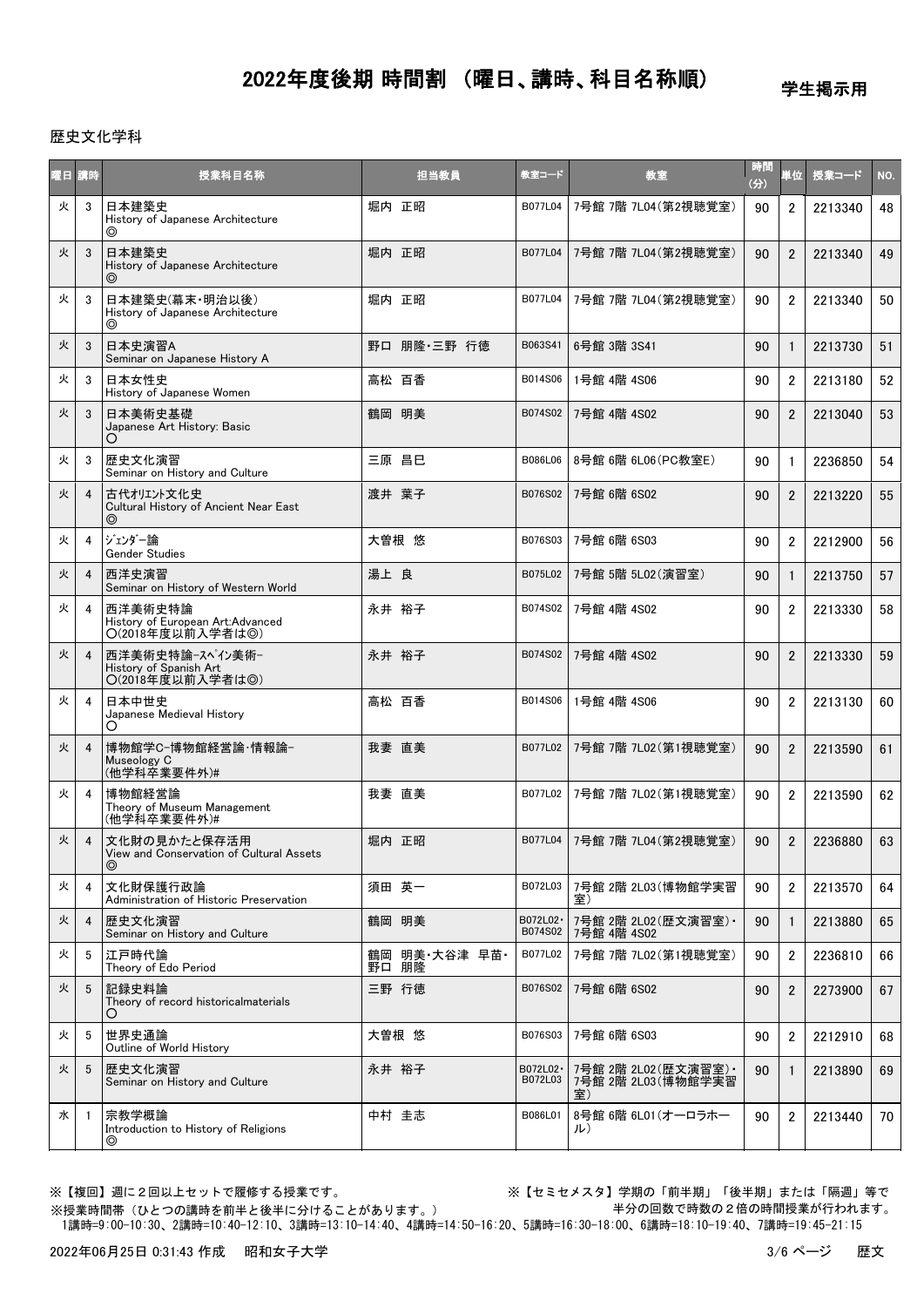# 2022年度後期 時間割 （曜日、講時、科目名称順）

学生掲示用

歴史文化学科

| 曜日 | 講時 | 授業科目名称 | 担当教員 | 教室コード | 教室 | 時間(分) | 単位 | 授業コード | NO. |
|---|---|---|---|---|---|---|---|---|---|
| 火 | 3 | 日本建築史<br>History of Japanese Architecture<br>◎ | 堀内 正昭 | B077L04 | 7号館 7階 7L04(第2視聴覚室) | 90 | 2 | 2213340 | 48 |
| 火 | 3 | 日本建築史<br>History of Japanese Architecture<br>◎ | 堀内 正昭 | B077L04 | 7号館 7階 7L04(第2視聴覚室) | 90 | 2 | 2213340 | 49 |
| 火 | 3 | 日本建築史(幕末・明治以後)<br>History of Japanese Architecture<br>◎ | 堀内 正昭 | B077L04 | 7号館 7階 7L04(第2視聴覚室) | 90 | 2 | 2213340 | 50 |
| 火 | 3 | 日本史演習A<br>Seminar on Japanese History A | 野口 朋隆・三野 行徳 | B063S41 | 6号館 3階 3S41 | 90 | 1 | 2213730 | 51 |
| 火 | 3 | 日本女性史<br>History of Japanese Women | 高松 百香 | B014S06 | 1号館 4階 4S06 | 90 | 2 | 2213180 | 52 |
| 火 | 3 | 日本美術史基礎<br>Japanese Art History: Basic<br>○ | 鶴岡 明美 | B074S02 | 7号館 4階 4S02 | 90 | 2 | 2213040 | 53 |
| 火 | 3 | 歴史文化演習<br>Seminar on History and Culture | 三原 昌巳 | B086L06 | 8号館 6階 6L06(PC教室E) | 90 | 1 | 2236850 | 54 |
| 火 | 4 | 古代ｵﾘｴﾝﾄ文化史<br>Cultural History of Ancient Near East<br>◎ | 渡井 葉子 | B076S02 | 7号館 6階 6S02 | 90 | 2 | 2213220 | 55 |
| 火 | 4 | ｼﾞｪﾝﾀﾞｰ論<br>Gender Studies | 大曽根 悠 | B076S03 | 7号館 6階 6S03 | 90 | 2 | 2212900 | 56 |
| 火 | 4 | 西洋史演習<br>Seminar on History of Western World | 湯上 良 | B075L02 | 7号館 5階 5L02(演習室) | 90 | 1 | 2213750 | 57 |
| 火 | 4 | 西洋美術史特論<br>History of European Art:Advanced<br>○(2018年度以前入学者は◎) | 永井 裕子 | B074S02 | 7号館 4階 4S02 | 90 | 2 | 2213330 | 58 |
| 火 | 4 | 西洋美術史特論-ｽﾍﾟｲﾝ美術-<br>History of Spanish Art<br>○(2018年度以前入学者は◎) | 永井 裕子 | B074S02 | 7号館 4階 4S02 | 90 | 2 | 2213330 | 59 |
| 火 | 4 | 日本中世史<br>Japanese Medieval History<br>○ | 高松 百香 | B014S06 | 1号館 4階 4S06 | 90 | 2 | 2213130 | 60 |
| 火 | 4 | 博物館学C-博物館経営論・情報論-<br>Museology C<br>(他学科卒業要件外)# | 我妻 直美 | B077L02 | 7号館 7階 7L02(第1視聴覚室) | 90 | 2 | 2213590 | 61 |
| 火 | 4 | 博物館経営論<br>Theory of Museum Management<br>(他学科卒業要件外)# | 我妻 直美 | B077L02 | 7号館 7階 7L02(第1視聴覚室) | 90 | 2 | 2213590 | 62 |
| 火 | 4 | 文化財の見かたと保存活用<br>View and Conservation of Cultural Assets<br>◎ | 堀内 正昭 | B077L04 | 7号館 7階 7L04(第2視聴覚室) | 90 | 2 | 2236880 | 63 |
| 火 | 4 | 文化財保護行政論<br>Administration of Historic Preservation | 須田 英一 | B072L03 | 7号館 2階 2L03(博物館学実習室) | 90 | 2 | 2213570 | 64 |
| 火 | 4 | 歴史文化演習<br>Seminar on History and Culture | 鶴岡 明美 | B072L02・B074S02 | 7号館 2階 2L02(歴文演習室)・7号館 4階 4S02 | 90 | 1 | 2213880 | 65 |
| 火 | 5 | 江戸時代論<br>Theory of Edo Period | 鶴岡 明美・大谷津 早苗・野口 朋隆 | B077L02 | 7号館 7階 7L02(第1視聴覚室) | 90 | 2 | 2236810 | 66 |
| 火 | 5 | 記録史料論<br>Theory of record historicalmaterials<br>○ | 三野 行徳 | B076S02 | 7号館 6階 6S02 | 90 | 2 | 2273900 | 67 |
| 火 | 5 | 世界史通論<br>Outline of World History | 大曽根 悠 | B076S03 | 7号館 6階 6S03 | 90 | 2 | 2212910 | 68 |
| 火 | 5 | 歴史文化演習<br>Seminar on History and Culture | 永井 裕子 | B072L02・B072L03 | 7号館 2階 2L02(歴文演習室)・7号館 2階 2L03(博物館学実習室) | 90 | 1 | 2213890 | 69 |
| 水 | 1 | 宗教学概論<br>Introduction to History of Religions<br>◎ | 中村 圭志 | B086L01 | 8号館 6階 6L01(オーロラホール) | 90 | 2 | 2213440 | 70 |

※【複回】週に２回以上セットで履修する授業です。

※【セミセメスタ】学期の「前半期」「後半期」または「隔週」等で半分の回数で時数の２倍の時間授業が行われます。

※授業時間帯（ひとつの講時を前半と後半に分けることがあります。）
1講時=9:00-10:30、2講時=10:40-12:10、3講時=13:10-14:40、4講時=14:50-16:20、5講時=16:30-18:00、6講時=18:10-19:40、7講時=19:45-21:15

2022年06月25日 0:31:43 作成　昭和女子大学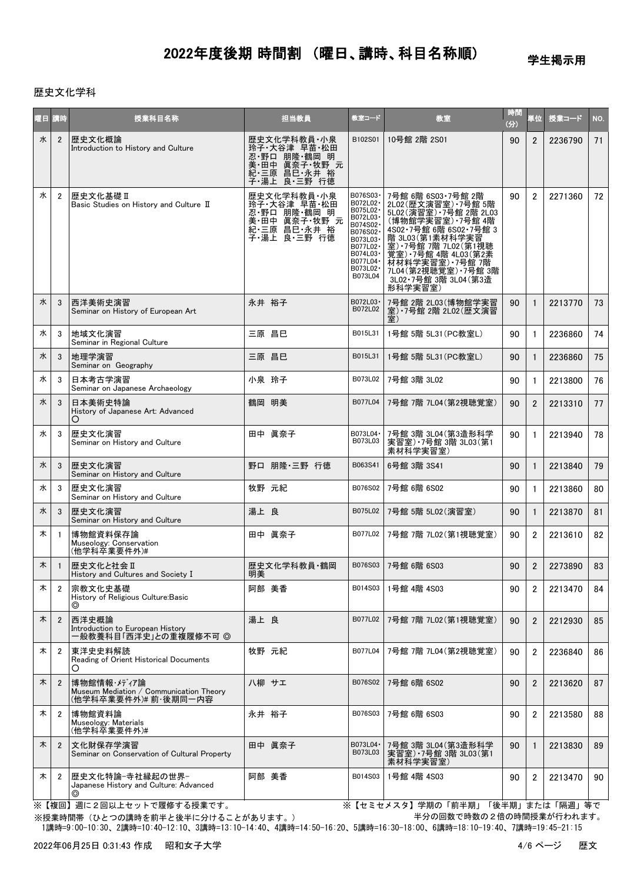# 2022年度後期 時間割 （曜日、講時、科目名称順）

学生掲示用

歴史文化学科

| 曜日 | 講時 | 授業科目名称 | 担当教員 | 教室コード | 教室 | 時間(分) | 単位 | 授業コード | NO. |
|---|---|---|---|---|---|---|---|---|---|
| 水 | 2 | 歴史文化概論<br>Introduction to History and Culture | 歴史文化学科教員・小泉玲子・大谷津 早苗・松田忍・野口 朋隆・鶴岡 明美・田中 眞奈子・牧野 元紀・三原 昌巳・永井 裕子・湯上 良・三野 行徳 | B102S01 | 10号館 2階 2S01 | 90 | 2 | 2236790 | 71 |
| 水 | 2 | 歴史文化基礎Ⅱ<br>Basic Studies on History and Culture Ⅱ | 歴史文化学科教員・小泉玲子・大谷津 早苗・松田忍・野口 朋隆・鶴岡 明美・田中 眞奈子・牧野 元紀・三原 昌巳・永井 裕子・湯上 良・三野 行徳 | B076S03・B072L02・B075L02・B072L03・B074S02・B076S02・B073L03・B077L02・B074L03・B077L04・B073L02・B073L04 | 7号館 6階 6S03・7号館 2階 2L02(歴文演習室)・7号館 5階 5L02(演習室)・7号館 2階 2L03(博物館学実習室)・7号館 4階 4S02・7号館 6階 6S02・7号館 3階 3L03(第1素材科学実習室)・7号館 7階 7L02(第1視聴覚室)・7号館 4階 4L03(第2素材科学実習室)・7号館 7階 7L04(第2視聴覚室)・7号館 3階 3L02・7号館 3階 3L04(第3造形科学実習室) | 90 | 2 | 2271360 | 72 |
| 水 | 3 | 西洋美術史演習<br>Seminar on History of European Art | 永井 裕子 | B072L03・B072L02 | 7号館 2階 2L03(博物館学実習室)・7号館 2階 2L02(歴文演習室) | 90 | 1 | 2213770 | 73 |
| 水 | 3 | 地域文化演習<br>Seminar in Regional Culture | 三原 昌巳 | B015L31 | 1号館 5階 5L31(PC教室L) | 90 | 1 | 2236860 | 74 |
| 水 | 3 | 地理学演習<br>Seminar on Geography | 三原 昌巳 | B015L31 | 1号館 5階 5L31(PC教室L) | 90 | 1 | 2236860 | 75 |
| 水 | 3 | 日本考古学演習<br>Seminar on Japanese Archaeology | 小泉 玲子 | B073L02 | 7号館 3階 3L02 | 90 | 1 | 2213800 | 76 |
| 水 | 3 | 日本美術史特論<br>History of Japanese Art: Advanced<br>○ | 鶴岡 明美 | B077L04 | 7号館 7階 7L04(第2視聴覚室) | 90 | 2 | 2213310 | 77 |
| 水 | 3 | 歴史文化演習<br>Seminar on History and Culture | 田中 眞奈子 | B073L04・B073L03 | 7号館 3階 3L04(第3造形科学実習室)・7号館 3階 3L03(第1素材科学実習室) | 90 | 1 | 2213940 | 78 |
| 水 | 3 | 歴史文化演習<br>Seminar on History and Culture | 野口 朋隆・三野 行徳 | B063S41 | 6号館 3階 3S41 | 90 | 1 | 2213840 | 79 |
| 水 | 3 | 歴史文化演習<br>Seminar on History and Culture | 牧野 元紀 | B076S02 | 7号館 6階 6S02 | 90 | 1 | 2213860 | 80 |
| 水 | 3 | 歴史文化演習<br>Seminar on History and Culture | 湯上 良 | B075L02 | 7号館 5階 5L02(演習室) | 90 | 1 | 2213870 | 81 |
| 木 | 1 | 博物館資料保存論<br>Museology: Conservation<br>(他学科卒業要件外)# | 田中 眞奈子 | B077L02 | 7号館 7階 7L02(第1視聴覚室) | 90 | 2 | 2213610 | 82 |
| 木 | 1 | 歴史文化と社会Ⅱ<br>History and Cultures and Society I | 歴史文化学科教員・鶴岡明美 | B076S03 | 7号館 6階 6S03 | 90 | 2 | 2273890 | 83 |
| 木 | 2 | 宗教文化史基礎<br>History of Religious Culture:Basic<br>◎ | 阿部 美香 | B014S03 | 1号館 4階 4S03 | 90 | 2 | 2213470 | 84 |
| 木 | 2 | 西洋史概論<br>Introduction to European History<br>一般教養科目「西洋史」との重複履修不可 ◎ | 湯上 良 | B077L02 | 7号館 7階 7L02(第1視聴覚室) | 90 | 2 | 2212930 | 85 |
| 木 | 2 | 東洋史史料解読<br>Reading of Orient Historical Documents<br>○ | 牧野 元紀 | B077L04 | 7号館 7階 7L04(第2視聴覚室) | 90 | 2 | 2236840 | 86 |
| 木 | 2 | 博物館情報・ﾒﾃﾞｨｱ論<br>Museum Mediation / Communication Theory<br>(他学科卒業要件外)# 前・後期同一内容 | 八柳 サエ | B076S02 | 7号館 6階 6S02 | 90 | 2 | 2213620 | 87 |
| 木 | 2 | 博物館資料論<br>Museology: Materials<br>(他学科卒業要件外)# | 永井 裕子 | B076S03 | 7号館 6階 6S03 | 90 | 2 | 2213580 | 88 |
| 木 | 2 | 文化財保存学演習<br>Seminar on Conservation of Cultural Property | 田中 眞奈子 | B073L04・B073L03 | 7号館 3階 3L04(第3造形科学実習室)・7号館 3階 3L03(第1素材科学実習室) | 90 | 1 | 2213830 | 89 |
| 木 | 2 | 歴史文化特論-寺社縁起の世界-<br>Japanese History and Culture: Advanced<br>◎ | 阿部 美香 | B014S03 | 1号館 4階 4S03 | 90 | 2 | 2213470 | 90 |

※【複回】週に２回以上セットで履修する授業です。　※【セミセメスタ】学期の「前半期」「後半期」または「隔週」等で半分の回数で時数の２倍の時間授業が行われます。

※授業時間帯（ひとつの講時を前半と後半に分けることがあります。）

1講時=9:00-10:30、2講時=10:40-12:10、3講時=13:10-14:40、4講時=14:50-16:20、5講時=16:30-18:00、6講時=18:10-19:40、7講時=19:45-21:15

2022年06月25日 0:31:43 作成　昭和女子大学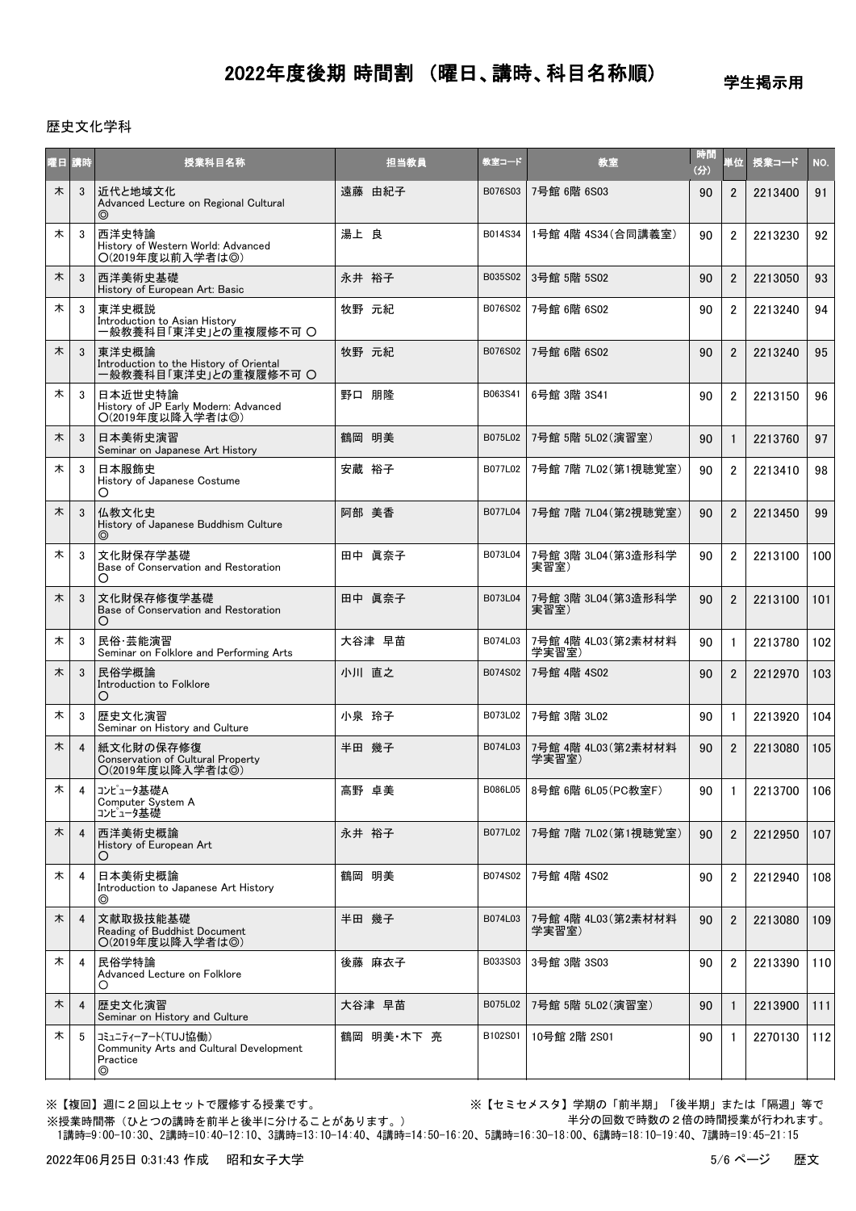# 2022年度後期 時間割 （曜日、講時、科目名称順）

学生掲示用

歴史文化学科

| 曜日 | 講時 | 授業科目名称 | 担当教員 | 教室コード | 教室 | 時間(分) | 単位 | 授業コード | NO. |
|---|---|---|---|---|---|---|---|---|---|
| 木 | 3 | 近代と地域文化<br>Advanced Lecture on Regional Cultural<br>◎ | 遠藤 由紀子 | B076S03 | 7号館 6階 6S03 | 90 | 2 | 2213400 | 91 |
| 木 | 3 | 西洋史特論<br>History of Western World: Advanced<br>○(2019年度以前入学者は◎) | 湯上 良 | B014S34 | 1号館 4階 4S34(合同講義室) | 90 | 2 | 2213230 | 92 |
| 木 | 3 | 西洋美術史基礎<br>History of European Art: Basic | 永井 裕子 | B035S02 | 3号館 5階 5S02 | 90 | 2 | 2213050 | 93 |
| 木 | 3 | 東洋史概説<br>Introduction to Asian History<br>一般教養科目「東洋史」との重複履修不可 ○ | 牧野 元紀 | B076S02 | 7号館 6階 6S02 | 90 | 2 | 2213240 | 94 |
| 木 | 3 | 東洋史概論<br>Introduction to the History of Oriental<br>一般教養科目「東洋史」との重複履修不可 ○ | 牧野 元紀 | B076S02 | 7号館 6階 6S02 | 90 | 2 | 2213240 | 95 |
| 木 | 3 | 日本近世史特論<br>History of JP Early Modern: Advanced<br>○(2019年度以降入学者は◎) | 野口 朋隆 | B063S41 | 6号館 3階 3S41 | 90 | 2 | 2213150 | 96 |
| 木 | 3 | 日本美術史演習<br>Seminar on Japanese Art History | 鶴岡 明美 | B075L02 | 7号館 5階 5L02(演習室) | 90 | 1 | 2213760 | 97 |
| 木 | 3 | 日本服飾史<br>History of Japanese Costume<br>○ | 安蔵 裕子 | B077L02 | 7号館 7階 7L02(第1視聴覚室) | 90 | 2 | 2213410 | 98 |
| 木 | 3 | 仏教文化史<br>History of Japanese Buddhism Culture<br>◎ | 阿部 美香 | B077L04 | 7号館 7階 7L04(第2視聴覚室) | 90 | 2 | 2213450 | 99 |
| 木 | 3 | 文化財保存学基礎<br>Base of Conservation and Restoration<br>○ | 田中 眞奈子 | B073L04 | 7号館 3階 3L04(第3造形科学実習室) | 90 | 2 | 2213100 | 100 |
| 木 | 3 | 文化財保存修復学基礎<br>Base of Conservation and Restoration<br>○ | 田中 眞奈子 | B073L04 | 7号館 3階 3L04(第3造形科学実習室) | 90 | 2 | 2213100 | 101 |
| 木 | 3 | 民俗･芸能演習<br>Seminar on Folklore and Performing Arts | 大谷津 早苗 | B074L03 | 7号館 4階 4L03(第2素材材料学実習室) | 90 | 1 | 2213780 | 102 |
| 木 | 3 | 民俗学概論<br>Introduction to Folklore<br>○ | 小川 直之 | B074S02 | 7号館 4階 4S02 | 90 | 2 | 2212970 | 103 |
| 木 | 3 | 歴史文化演習<br>Seminar on History and Culture | 小泉 玲子 | B073L02 | 7号館 3階 3L02 | 90 | 1 | 2213920 | 104 |
| 木 | 4 | 紙文化財の保存修復<br>Conservation of Cultural Property<br>○(2019年度以降入学者は◎) | 半田 幾子 | B074L03 | 7号館 4階 4L03(第2素材材料学実習室) | 90 | 2 | 2213080 | 105 |
| 木 | 4 | ｺﾝﾋﾟｭｰﾀ基礎A<br>Computer System A<br>ｺﾝﾋﾟｭｰﾀ基礎 | 高野 卓美 | B086L05 | 8号館 6階 6L05(PC教室F) | 90 | 1 | 2213700 | 106 |
| 木 | 4 | 西洋美術史概論<br>History of European Art<br>○ | 永井 裕子 | B077L02 | 7号館 7階 7L02(第1視聴覚室) | 90 | 2 | 2212950 | 107 |
| 木 | 4 | 日本美術史概論<br>Introduction to Japanese Art History<br>◎ | 鶴岡 明美 | B074S02 | 7号館 4階 4S02 | 90 | 2 | 2212940 | 108 |
| 木 | 4 | 文献取扱技能基礎<br>Reading of Buddhist Document<br>○(2019年度以降入学者は◎) | 半田 幾子 | B074L03 | 7号館 4階 4L03(第2素材材料学実習室) | 90 | 2 | 2213080 | 109 |
| 木 | 4 | 民俗学特論<br>Advanced Lecture on Folklore<br>○ | 後藤 麻衣子 | B033S03 | 3号館 3階 3S03 | 90 | 2 | 2213390 | 110 |
| 木 | 4 | 歴史文化演習<br>Seminar on History and Culture | 大谷津 早苗 | B075L02 | 7号館 5階 5L02(演習室) | 90 | 1 | 2213900 | 111 |
| 木 | 5 | ｺﾐｭﾆﾃｨｰｱｰﾄ(TUJ協働)<br>Community Arts and Cultural Development Practice<br>◎ | 鶴岡 明美･木下 亮 | B102S01 | 10号館 2階 2S01 | 90 | 1 | 2270130 | 112 |

※【複回】週に２回以上セットで履修する授業です。

※【セミセメスタ】学期の「前半期」「後半期」または「隔週」等で半分の回数で時数の２倍の時間授業が行われます。

※授業時間帯（ひとつの講時を前半と後半に分けることがあります。）

1講時=9:00-10:30、2講時=10:40-12:10、3講時=13:10-14:40、4講時=14:50-16:20、5講時=16:30-18:00、6講時=18:10-19:40、7講時=19:45-21:15

2022年06月25日 0:31:43 作成　昭和女子大学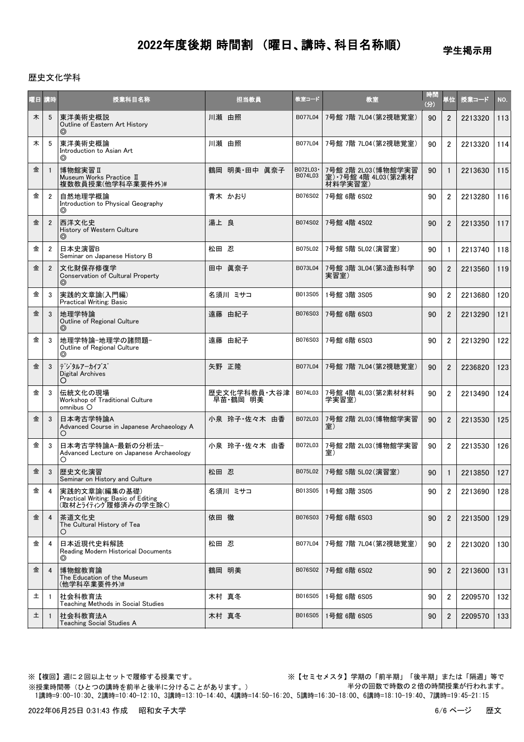# 2022年度後期 時間割 （曜日、講時、科目名称順）

学生掲示用

歴史文化学科

| 曜日 | 講時 | 授業科目名称 | 担当教員 | 教室コード | 教室 | 時間(分) | 単位 | 授業コード | NO. |
|---|---|---|---|---|---|---|---|---|---|
| 木 | 5 | 東洋美術史概説<br>Outline of Eastern Art History<br>◎ | 川瀬 由照 | B077L04 | 7号館 7階 7L04(第2視聴覚室) | 90 | 2 | 2213320 | 113 |
| 木 | 5 | 東洋美術史概論<br>Introduction to Asian Art<br>◎ | 川瀬 由照 | B077L04 | 7号館 7階 7L04(第2視聴覚室) | 90 | 2 | 2213320 | 114 |
| 金 | 1 | 博物館実習Ⅱ<br>Museum Works Practice Ⅱ<br>複数教員授業(他学科卒業要件外)# | 鶴岡 明美・田中 眞奈子 | B072L03・B074L03 | 7号館 2階 2L03(博物館学実習室)・7号館 4階 4L03(第2素材材料学実習室) | 90 | 1 | 2213630 | 115 |
| 金 | 2 | 自然地理学概論<br>Introduction to Physical Geography<br>◎ | 青木 かおり | B076S02 | 7号館 6階 6S02 | 90 | 2 | 2213280 | 116 |
| 金 | 2 | 西洋文化史<br>History of Western Culture<br>◎ | 湯上 良 | B074S02 | 7号館 4階 4S02 | 90 | 2 | 2213350 | 117 |
| 金 | 2 | 日本史演習B<br>Seminar on Japanese History B | 松田 忍 | B075L02 | 7号館 5階 5L02(演習室) | 90 | 1 | 2213740 | 118 |
| 金 | 2 | 文化財保存修復学<br>Conservation of Cultural Property<br>◎ | 田中 眞奈子 | B073L04 | 7号館 3階 3L04(第3造形科学実習室) | 90 | 2 | 2213560 | 119 |
| 金 | 3 | 実践的文章論(入門編)<br>Practical Writing: Basic | 名須川 ミサコ | B013S05 | 1号館 3階 3S05 | 90 | 2 | 2213680 | 120 |
| 金 | 3 | 地理学特論<br>Outline of Regional Culture<br>◎ | 遠藤 由紀子 | B076S03 | 7号館 6階 6S03 | 90 | 2 | 2213290 | 121 |
| 金 | 3 | 地理学特論-地理学の諸問題-<br>Outline of Regional Culture<br>◎ | 遠藤 由紀子 | B076S03 | 7号館 6階 6S03 | 90 | 2 | 2213290 | 122 |
| 金 | 3 | ﾃﾞｼﾞﾀﾙｱｰｶｲﾌﾞｽﾞ<br>Digital Archives<br>○ | 矢野 正隆 | B077L04 | 7号館 7階 7L04(第2視聴覚室) | 90 | 2 | 2236820 | 123 |
| 金 | 3 | 伝統文化の現場<br>Workshop of Traditional Culture<br>omnibus ○ | 歴史文化学科教員・大谷津 早苗・鶴岡 明美 | B074L03 | 7号館 4階 4L03(第2素材材料学実習室) | 90 | 2 | 2213490 | 124 |
| 金 | 3 | 日本考古学特論A<br>Advanced Course in Japanese Archaeology A<br>○ | 小泉 玲子・佐々木 由香 | B072L03 | 7号館 2階 2L03(博物館学実習室) | 90 | 2 | 2213530 | 125 |
| 金 | 3 | 日本考古学特論A-最新の分析法-<br>Advanced Lecture on Japanese Archaeology<br>○ | 小泉 玲子・佐々木 由香 | B072L03 | 7号館 2階 2L03(博物館学実習室) | 90 | 2 | 2213530 | 126 |
| 金 | 3 | 歴史文化演習<br>Seminar on History and Culture | 松田 忍 | B075L02 | 7号館 5階 5L02(演習室) | 90 | 1 | 2213850 | 127 |
| 金 | 4 | 実践的文章論(編集の基礎)<br>Practical Writing: Basic of Editing<br>(取材とﾗｲﾃｨﾝｸﾞ履修済みの学生除く) | 名須川 ミサコ | B013S05 | 1号館 3階 3S05 | 90 | 2 | 2213690 | 128 |
| 金 | 4 | 茶道文化史<br>The Cultural History of Tea<br>○ | 依田 徹 | B076S03 | 7号館 6階 6S03 | 90 | 2 | 2213500 | 129 |
| 金 | 4 | 日本近現代史料解読<br>Reading Modern Historical Documents<br>◎ | 松田 忍 | B077L04 | 7号館 7階 7L04(第2視聴覚室) | 90 | 2 | 2213020 | 130 |
| 金 | 4 | 博物館教育論<br>The Education of the Museum<br>(他学科卒業要件外)# | 鶴岡 明美 | B076S02 | 7号館 6階 6S02 | 90 | 2 | 2213600 | 131 |
| 土 | 1 | 社会科教育法<br>Teaching Methods in Social Studies | 木村 真冬 | B016S05 | 1号館 6階 6S05 | 90 | 2 | 2209570 | 132 |
| 土 | 1 | 社会科教育法A<br>Teaching Social Studies A | 木村 真冬 | B016S05 | 1号館 6階 6S05 | 90 | 2 | 2209570 | 133 |

※【複回】週に２回以上セットで履修する授業です。

※【セミセメスタ】学期の「前半期」「後半期」または「隔週」等で半分の回数で時数の２倍の時間授業が行われます。

※授業時間帯（ひとつの講時を前半と後半に分けることがあります。）

1講時=9:00-10:30、2講時=10:40-12:10、3講時=13:10-14:40、4講時=14:50-16:20、5講時=16:30-18:00、6講時=18:10-19:40、7講時=19:45-21:15

2022年06月25日 0:31:43 作成　昭和女子大学